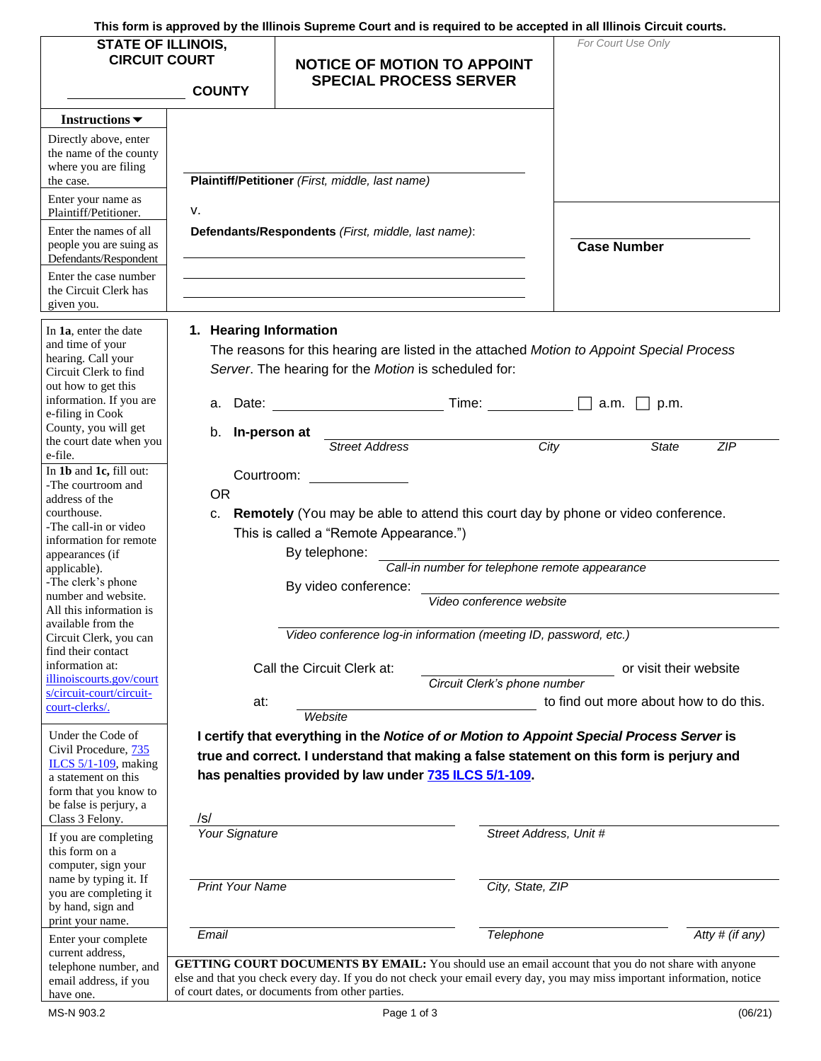This form is approved by the Illinois Supreme Court and is required to be accepted in all Illinois Circuit courts.

**STATE OF ILLINOIS, CIRCUIT COURT**

_______________ **COUNTY**

# NOTICE OF MOTION TO APPOINT SPECIAL PROCESS SERVER

*For Court Use Only*

**Instructions ▼**

Directly above, enter the name of the county where you are filing the case.

Enter your name as Plaintiff/Petitioner.

Enter the names of all people you are suing as Defendants/Respondent

Enter the case number the Circuit Clerk has given you.

_______________________________
**Plaintiff/Petitioner** *(First, middle, last name)*

v.

**Defendants/Respondents** *(First, middle, last name)*:

_______________________________

_______________________________

_______________________________

_______________________________
**Case Number**

In **1a**, enter the date and time of your hearing. Call your Circuit Clerk to find out how to get this information. If you are e-filing in Cook County, you will get the court date when you e-file.

In **1b** and **1c,** fill out:
-The courtroom and address of the courthouse.
-The call-in or video information for remote appearances (if applicable).
-The clerk's phone number and website.
All this information is available from the Circuit Clerk, you can find their contact information at: illinoiscourts.gov/courts/circuit-court/circuit-court-clerks/.

## 1. Hearing Information

The reasons for this hearing are listed in the attached *Motion to Appoint Special Process Server*. The hearing for the *Motion* is scheduled for:

a. Date: _______________ Time: __________ ☐ a.m. ☐ p.m.

b. **In-person at** _______________________________
*Street Address* *City* *State* *ZIP*

Courtroom: __________

OR

c. **Remotely** (You may be able to attend this court day by phone or video conference. This is called a "Remote Appearance.")

By telephone: _______________________________
*Call-in number for telephone remote appearance*

By video conference: _______________________________
*Video conference website*

_______________________________
*Video conference log-in information (meeting ID, password, etc.)*

Call the Circuit Clerk at: _______________ or visit their website
*Circuit Clerk's phone number*

at: _______________ to find out more about how to do this.
*Website*

Under the Code of Civil Procedure, 735 ILCS 5/1-109, making a statement on this form that you know to be false is perjury, a Class 3 Felony.

**I certify that everything in the *Notice of or Motion to Appoint Special Process Server* is true and correct. I understand that making a false statement on this form is perjury and has penalties provided by law under 735 ILCS 5/1-109.**

If you are completing this form on a computer, sign your name by typing it. If you are completing it by hand, sign and print your name.

Enter your complete current address, telephone number, and email address, if you have one.

/s/ _______________________________
*Your Signature*

_______________________________
*Street Address, Unit #*

_______________________________
*Print Your Name*

_______________________________
*City, State, ZIP*

_______________________________
*Email*

_______________________________
*Telephone*

_______________________________
*Atty # (if any)*

**GETTING COURT DOCUMENTS BY EMAIL:** You should use an email account that you do not share with anyone else and that you check every day. If you do not check your email every day, you may miss important information, notice of court dates, or documents from other parties.

MS-N 903.2 (06/21)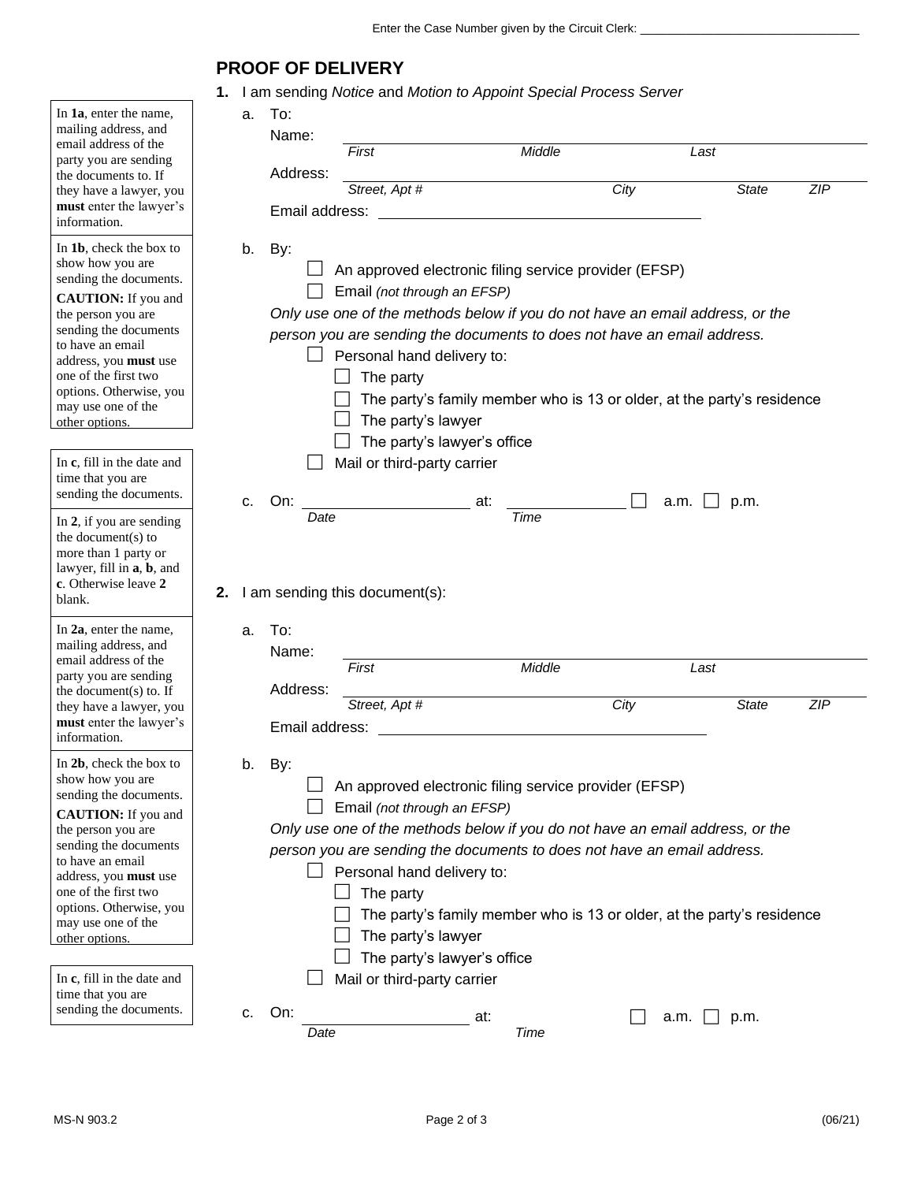Enter the Case Number given by the Circuit Clerk: ________________________________

# PROOF OF DELIVERY

**1.** I am sending *Notice* and *Motion to Appoint Special Process Server*

> In **1a**, enter the name, mailing address, and email address of the party you are sending the documents to. If they have a lawyer, you **must** enter the lawyer's information.

a. To:

Name: ______________________________________________
*First* *Middle* *Last*

Address: ______________________________________________
*Street, Apt #* *City* *State* *ZIP*

Email address: ______________________________________

> In **1b**, check the box to show how you are sending the documents.
> **CAUTION:** If you and the person you are sending the documents to have an email address, you **must** use one of the first two options. Otherwise, you may use one of the other options.

b. By:

- ☐ An approved electronic filing service provider (EFSP)
- ☐ Email *(not through an EFSP)*

*Only use one of the methods below if you do not have an email address, or the person you are sending the documents to does not have an email address.*

- ☐ Personal hand delivery to:
  - ☐ The party
  - ☐ The party's family member who is 13 or older, at the party's residence
  - ☐ The party's lawyer
  - ☐ The party's lawyer's office
- ☐ Mail or third-party carrier

> In **c**, fill in the date and time that you are sending the documents.

c. On: ____________________ at: ______________ ☐ a.m. ☐ p.m.
*Date* *Time*

> In **2**, if you are sending the document(s) to more than 1 party or lawyer, fill in **a**, **b**, and **c**. Otherwise leave **2** blank.

**2.** I am sending this document(s):

> In **2a**, enter the name, mailing address, and email address of the party you are sending the document(s) to. If they have a lawyer, you **must** enter the lawyer's information.

a. To:

Name: ______________________________________________
*First* *Middle* *Last*

Address: ______________________________________________
*Street, Apt #* *City* *State* *ZIP*

Email address: ______________________________________

> In **2b**, check the box to show how you are sending the documents.
> **CAUTION:** If you and the person you are sending the documents to have an email address, you **must** use one of the first two options. Otherwise, you may use one of the other options.

b. By:

- ☐ An approved electronic filing service provider (EFSP)
- ☐ Email *(not through an EFSP)*

*Only use one of the methods below if you do not have an email address, or the person you are sending the documents to does not have an email address.*

- ☐ Personal hand delivery to:
  - ☐ The party
  - ☐ The party's family member who is 13 or older, at the party's residence
  - ☐ The party's lawyer
  - ☐ The party's lawyer's office
- ☐ Mail or third-party carrier

> In **c**, fill in the date and time that you are sending the documents.

c. On: ____________________ at: ______________ ☐ a.m. ☐ p.m.
*Date* *Time*

MS-N 903.2 (06/21)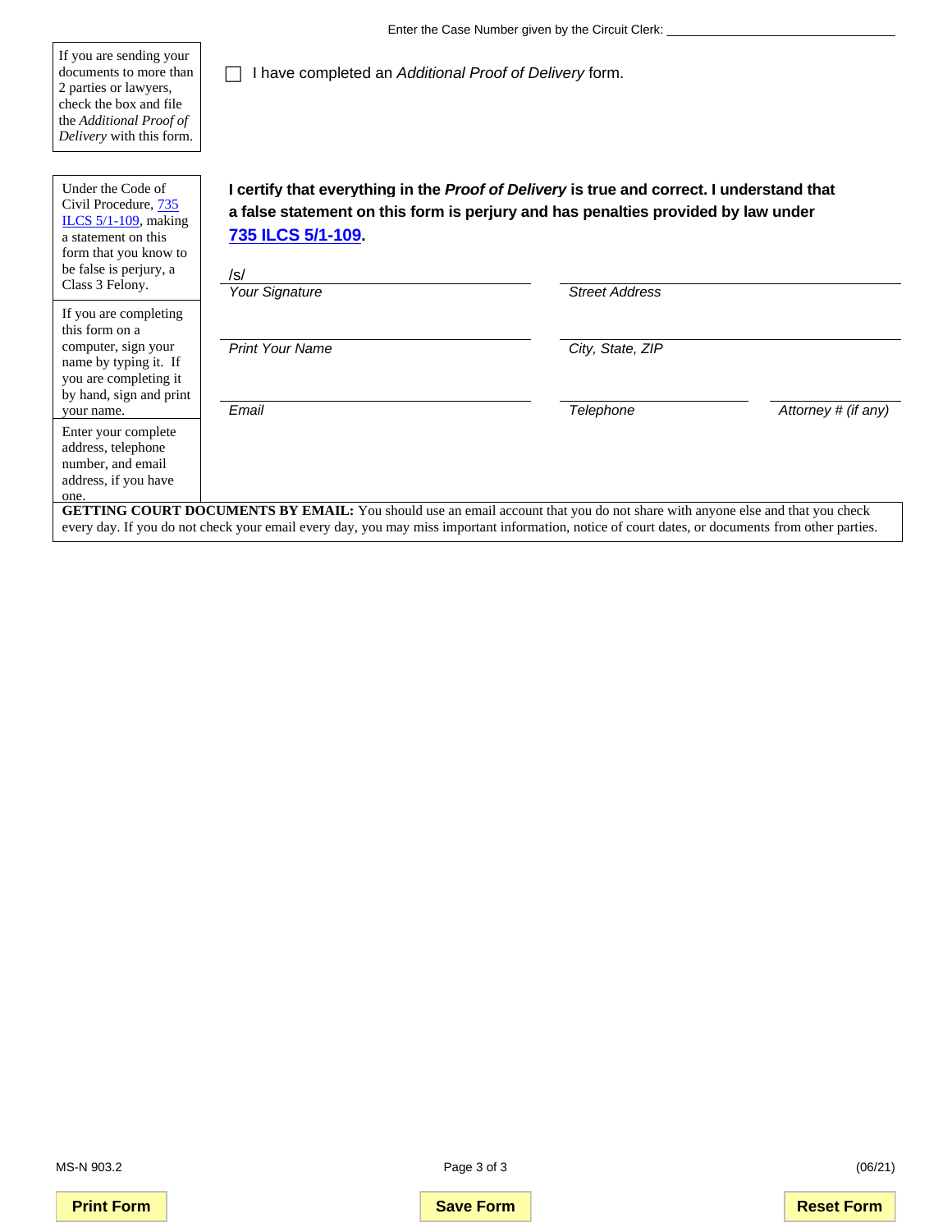Enter the Case Number given by the Circuit Clerk: _______________________________

If you are sending your documents to more than 2 parties or lawyers, check the box and file the *Additional Proof of Delivery* with this form.

☐ I have completed an *Additional Proof of Delivery* form.

Under the Code of Civil Procedure, 735 ILCS 5/1-109, making a statement on this form that you know to be false is perjury, a Class 3 Felony.

**I certify that everything in the *Proof of Delivery* is true and correct. I understand that a false statement on this form is perjury and has penalties provided by law under 735 ILCS 5/1-109.**

If you are completing this form on a computer, sign your name by typing it. If you are completing it by hand, sign and print your name.

Enter your complete address, telephone number, and email address, if you have one.

| | |
|---|---|
| /s/ | |
| *Your Signature* | *Street Address* |
| *Print Your Name* | *City, State, ZIP* |
| *Email* | *Telephone* / *Attorney # (if any)* |

**GETTING COURT DOCUMENTS BY EMAIL:** You should use an email account that you do not share with anyone else and that you check every day. If you do not check your email every day, you may miss important information, notice of court dates, or documents from other parties.

MS-N 903.2 (06/21)